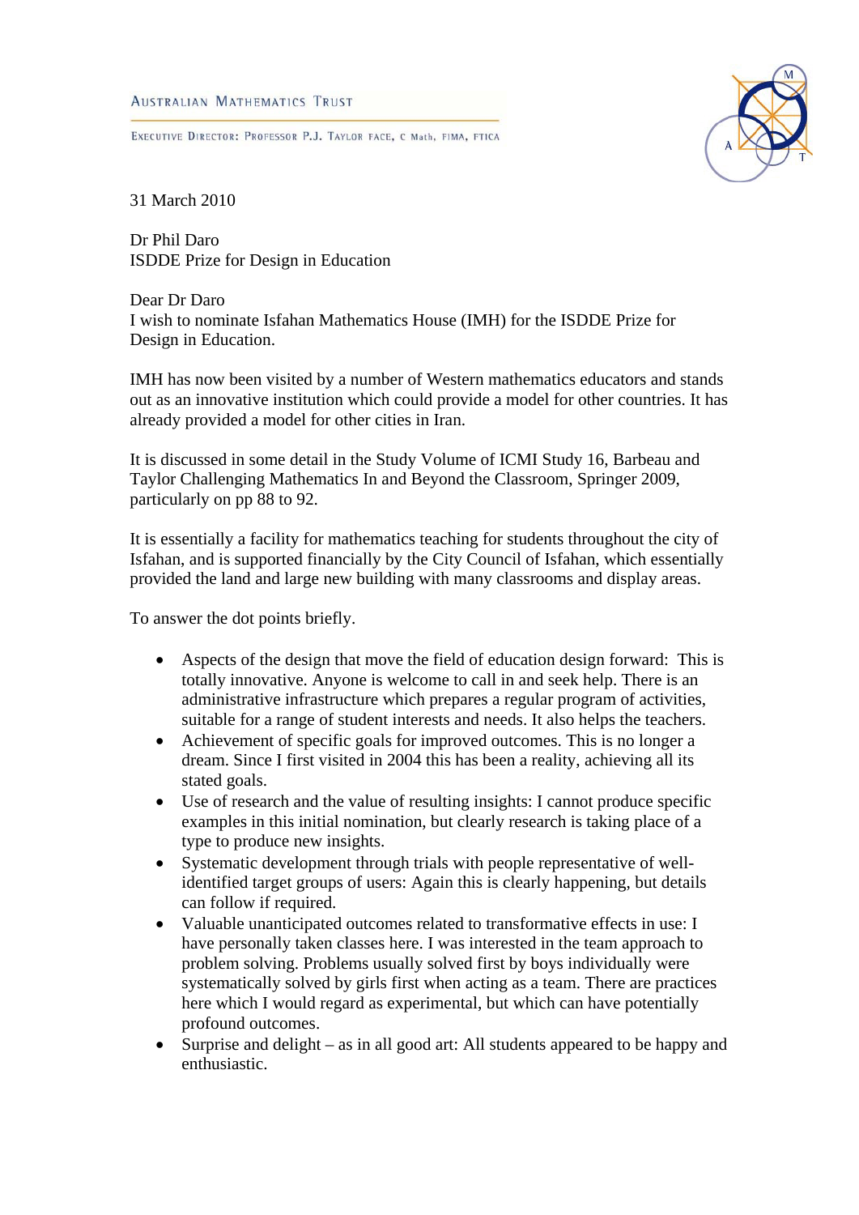AUSTRALIAN MATHEMATICS TRUST

EXECUTIVE DIRECTOR: PROFESSOR P.J. TAYLOR FACE, C Math, FIMA, FTICA

31 March 2010

Dr Phil Daro
ISDDE Prize for Design in Education

Dear Dr Daro
I wish to nominate Isfahan Mathematics House (IMH) for the ISDDE Prize for Design in Education.

IMH has now been visited by a number of Western mathematics educators and stands out as an innovative institution which could provide a model for other countries. It has already provided a model for other cities in Iran.

It is discussed in some detail in the Study Volume of ICMI Study 16, Barbeau and Taylor Challenging Mathematics In and Beyond the Classroom, Springer 2009, particularly on pp 88 to 92.

It is essentially a facility for mathematics teaching for students throughout the city of Isfahan, and is supported financially by the City Council of Isfahan, which essentially provided the land and large new building with many classrooms and display areas.

To answer the dot points briefly.

- Aspects of the design that move the field of education design forward: This is totally innovative. Anyone is welcome to call in and seek help. There is an administrative infrastructure which prepares a regular program of activities, suitable for a range of student interests and needs. It also helps the teachers.
- Achievement of specific goals for improved outcomes. This is no longer a dream. Since I first visited in 2004 this has been a reality, achieving all its stated goals.
- Use of research and the value of resulting insights: I cannot produce specific examples in this initial nomination, but clearly research is taking place of a type to produce new insights.
- Systematic development through trials with people representative of well-identified target groups of users: Again this is clearly happening, but details can follow if required.
- Valuable unanticipated outcomes related to transformative effects in use: I have personally taken classes here. I was interested in the team approach to problem solving. Problems usually solved first by boys individually were systematically solved by girls first when acting as a team. There are practices here which I would regard as experimental, but which can have potentially profound outcomes.
- Surprise and delight – as in all good art: All students appeared to be happy and enthusiastic.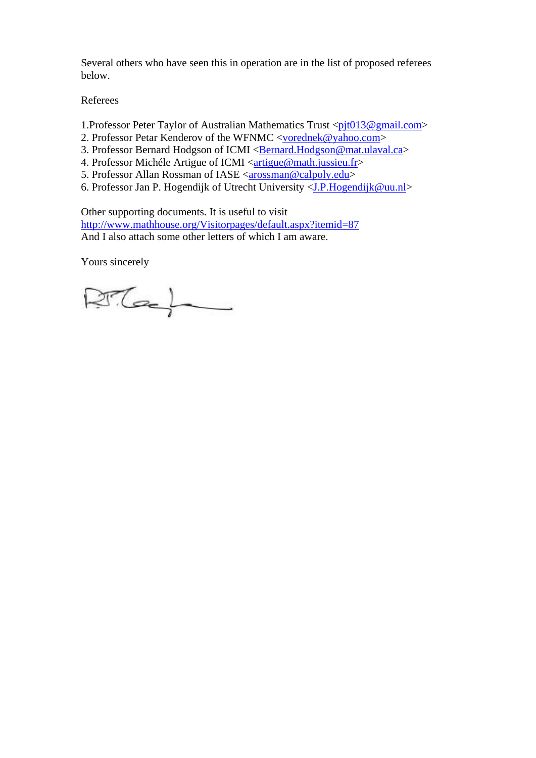Several others who have seen this in operation are in the list of proposed referees below.

Referees

1.Professor Peter Taylor of Australian Mathematics Trust <pjt013@gmail.com>
2. Professor Petar Kenderov of the WFNMC <vorednek@yahoo.com>
3. Professor Bernard Hodgson of ICMI <Bernard.Hodgson@mat.ulaval.ca>
4. Professor Michéle Artigue of ICMI <artigue@math.jussieu.fr>
5. Professor Allan Rossman of IASE <arossman@calpoly.edu>
6. Professor Jan P. Hogendijk of Utrecht University <J.P.Hogendijk@uu.nl>

Other supporting documents. It is useful to visit
http://www.mathhouse.org/Visitorpages/default.aspx?itemid=87
And I also attach some other letters of which I am aware.

Yours sincerely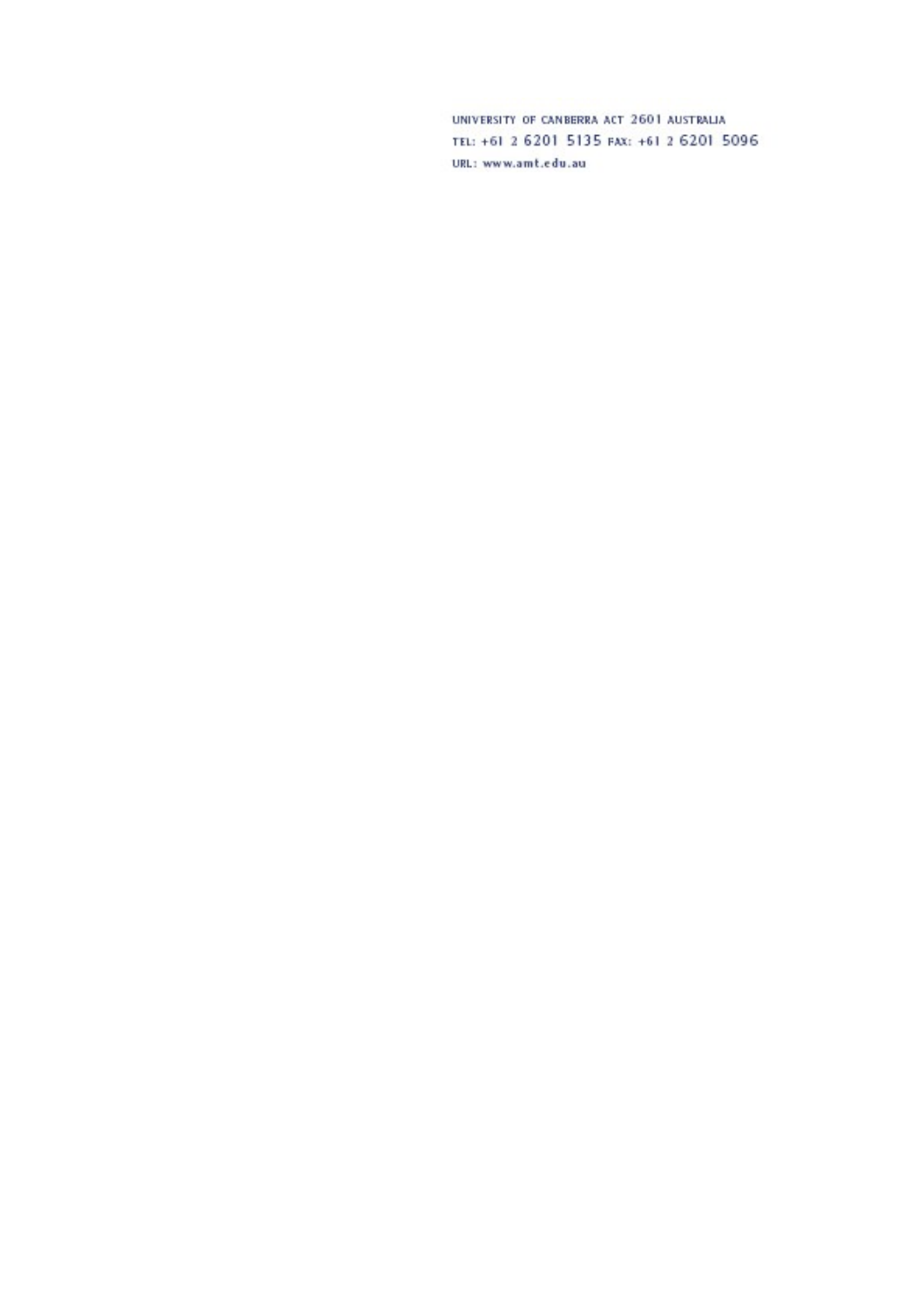UNIVERSITY OF CANBERRA ACT 2601 AUSTRALIA
TEL: +61 2 6201 5135 FAX: +61 2 6201 5096
URL: www.amt.edu.au